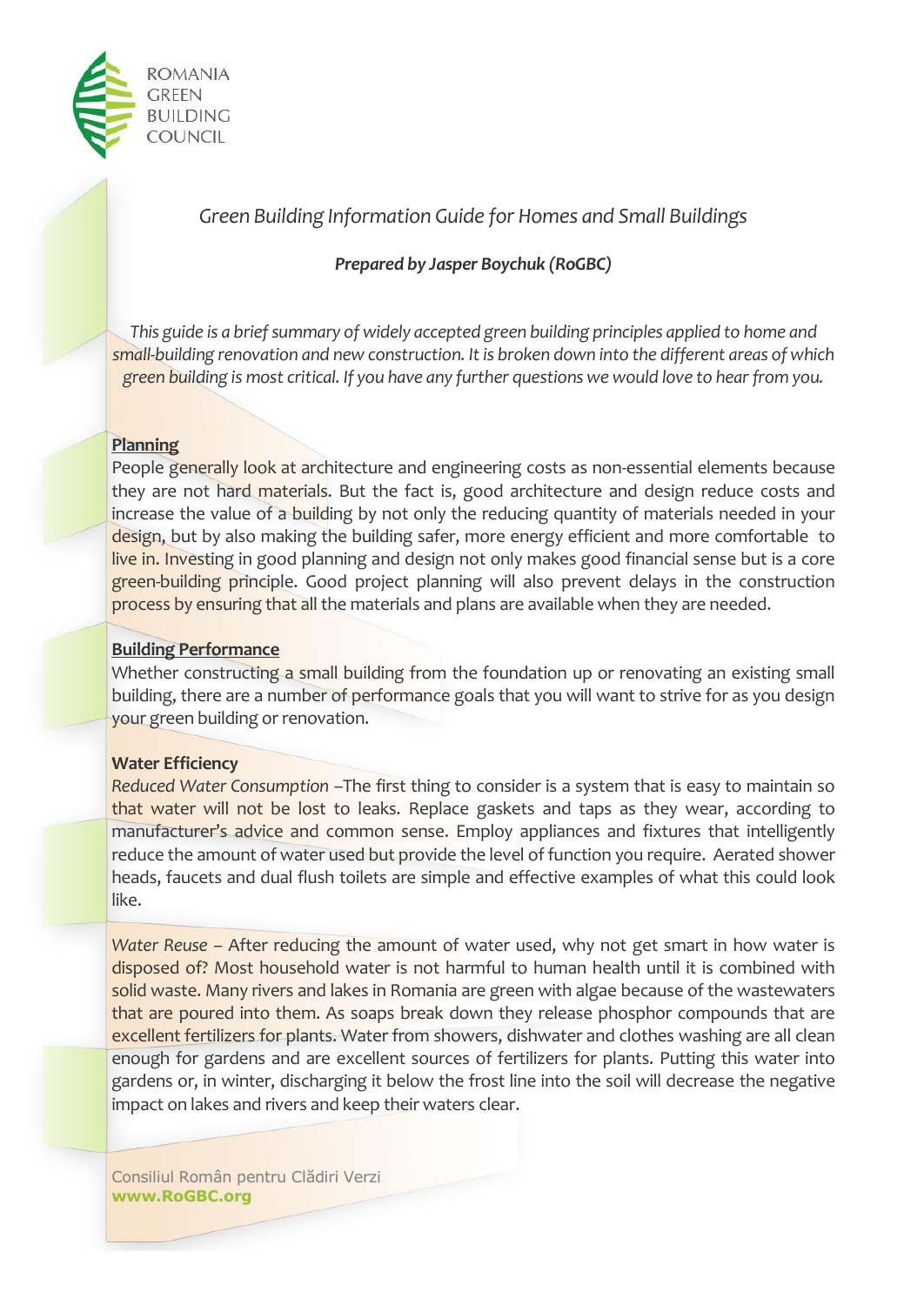ROMANIA GREEN BUILDING COUNCIL

# *Green Building Information Guide for Homes and Small Buildings*

***Prepared by Jasper Boychuk (RoGBC)***

*This guide is a brief summary of widely accepted green building principles applied to home and small-building renovation and new construction. It is broken down into the different areas of which green building is most critical. If you have any further questions we would love to hear from you.*

## Planning

People generally look at architecture and engineering costs as non-essential elements because they are not hard materials. But the fact is, good architecture and design reduce costs and increase the value of a building by not only the reducing quantity of materials needed in your design, but by also making the building safer, more energy efficient and more comfortable to live in. Investing in good planning and design not only makes good financial sense but is a core green-building principle. Good project planning will also prevent delays in the construction process by ensuring that all the materials and plans are available when they are needed.

## Building Performance

Whether constructing a small building from the foundation up or renovating an existing small building, there are a number of performance goals that you will want to strive for as you design your green building or renovation.

### Water Efficiency

*Reduced Water Consumption* –The first thing to consider is a system that is easy to maintain so that water will not be lost to leaks. Replace gaskets and taps as they wear, according to manufacturer's advice and common sense. Employ appliances and fixtures that intelligently reduce the amount of water used but provide the level of function you require. Aerated shower heads, faucets and dual flush toilets are simple and effective examples of what this could look like.

*Water Reuse* – After reducing the amount of water used, why not get smart in how water is disposed of? Most household water is not harmful to human health until it is combined with solid waste. Many rivers and lakes in Romania are green with algae because of the wastewaters that are poured into them. As soaps break down they release phosphor compounds that are excellent fertilizers for plants. Water from showers, dishwater and clothes washing are all clean enough for gardens and are excellent sources of fertilizers for plants. Putting this water into gardens or, in winter, discharging it below the frost line into the soil will decrease the negative impact on lakes and rivers and keep their waters clear.

Consiliul Român pentru Clădiri Verzi
**www.RoGBC.org**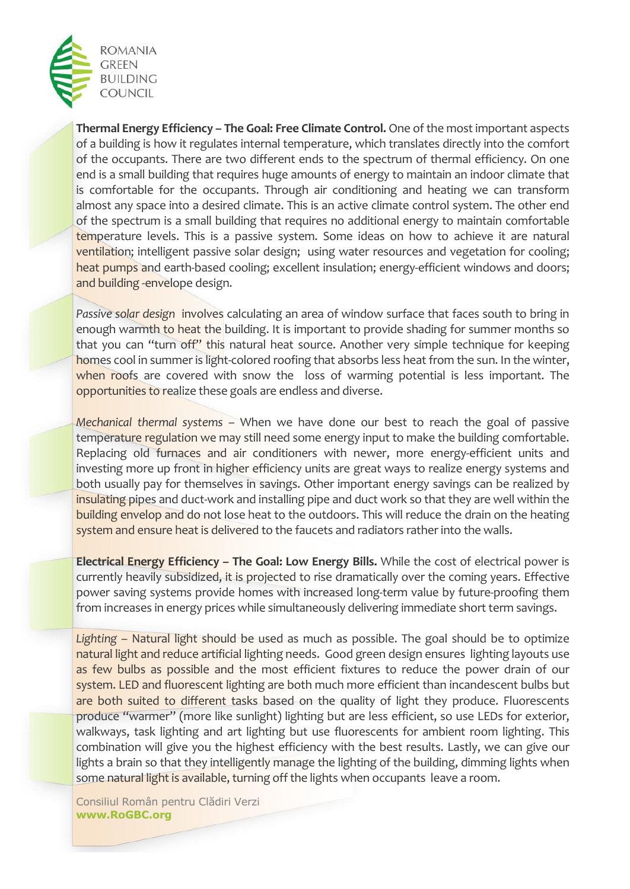**Thermal Energy Efficiency – The Goal: Free Climate Control.** One of the most important aspects of a building is how it regulates internal temperature, which translates directly into the comfort of the occupants. There are two different ends to the spectrum of thermal efficiency. On one end is a small building that requires huge amounts of energy to maintain an indoor climate that is comfortable for the occupants. Through air conditioning and heating we can transform almost any space into a desired climate. This is an active climate control system. The other end of the spectrum is a small building that requires no additional energy to maintain comfortable temperature levels. This is a passive system. Some ideas on how to achieve it are natural ventilation; intelligent passive solar design; using water resources and vegetation for cooling; heat pumps and earth-based cooling; excellent insulation; energy-efficient windows and doors; and building -envelope design.

*Passive solar design* involves calculating an area of window surface that faces south to bring in enough warmth to heat the building. It is important to provide shading for summer months so that you can "turn off" this natural heat source. Another very simple technique for keeping homes cool in summer is light-colored roofing that absorbs less heat from the sun. In the winter, when roofs are covered with snow the loss of warming potential is less important. The opportunities to realize these goals are endless and diverse.

*Mechanical thermal systems* – When we have done our best to reach the goal of passive temperature regulation we may still need some energy input to make the building comfortable. Replacing old furnaces and air conditioners with newer, more energy-efficient units and investing more up front in higher efficiency units are great ways to realize energy systems and both usually pay for themselves in savings. Other important energy savings can be realized by insulating pipes and duct-work and installing pipe and duct work so that they are well within the building envelop and do not lose heat to the outdoors. This will reduce the drain on the heating system and ensure heat is delivered to the faucets and radiators rather into the walls.

**Electrical Energy Efficiency – The Goal: Low Energy Bills.** While the cost of electrical power is currently heavily subsidized, it is projected to rise dramatically over the coming years. Effective power saving systems provide homes with increased long-term value by future-proofing them from increases in energy prices while simultaneously delivering immediate short term savings.

*Lighting* – Natural light should be used as much as possible. The goal should be to optimize natural light and reduce artificial lighting needs. Good green design ensures lighting layouts use as few bulbs as possible and the most efficient fixtures to reduce the power drain of our system. LED and fluorescent lighting are both much more efficient than incandescent bulbs but are both suited to different tasks based on the quality of light they produce. Fluorescents produce "warmer" (more like sunlight) lighting but are less efficient, so use LEDs for exterior, walkways, task lighting and art lighting but use fluorescents for ambient room lighting. This combination will give you the highest efficiency with the best results. Lastly, we can give our lights a brain so that they intelligently manage the lighting of the building, dimming lights when some natural light is available, turning off the lights when occupants leave a room.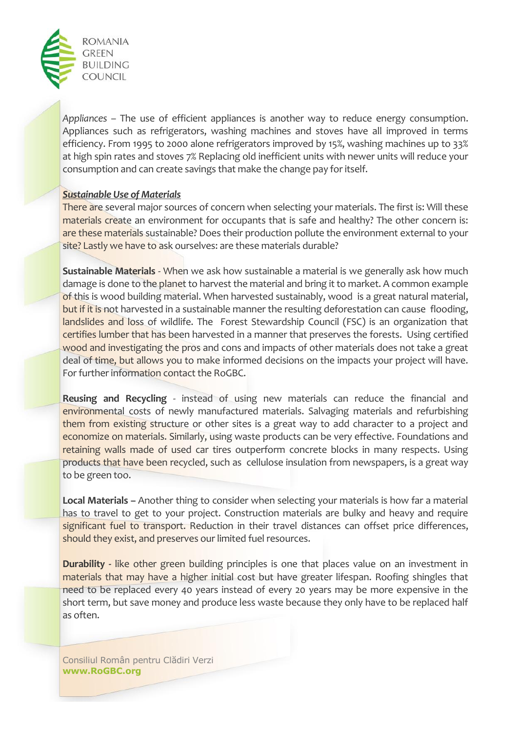*Appliances* – The use of efficient appliances is another way to reduce energy consumption. Appliances such as refrigerators, washing machines and stoves have all improved in terms efficiency. From 1995 to 2000 alone refrigerators improved by 15%, washing machines up to 33% at high spin rates and stoves 7% Replacing old inefficient units with newer units will reduce your consumption and can create savings that make the change pay for itself.

***Sustainable Use of Materials***

There are several major sources of concern when selecting your materials. The first is: Will these materials create an environment for occupants that is safe and healthy? The other concern is: are these materials sustainable? Does their production pollute the environment external to your site? Lastly we have to ask ourselves: are these materials durable?

**Sustainable Materials** - When we ask how sustainable a material is we generally ask how much damage is done to the planet to harvest the material and bring it to market. A common example of this is wood building material. When harvested sustainably, wood is a great natural material, but if it is not harvested in a sustainable manner the resulting deforestation can cause flooding, landslides and loss of wildlife. The Forest Stewardship Council (FSC) is an organization that certifies lumber that has been harvested in a manner that preserves the forests. Using certified wood and investigating the pros and cons and impacts of other materials does not take a great deal of time, but allows you to make informed decisions on the impacts your project will have. For further information contact the RoGBC.

**Reusing and Recycling** - instead of using new materials can reduce the financial and environmental costs of newly manufactured materials. Salvaging materials and refurbishing them from existing structure or other sites is a great way to add character to a project and economize on materials. Similarly, using waste products can be very effective. Foundations and retaining walls made of used car tires outperform concrete blocks in many respects. Using products that have been recycled, such as cellulose insulation from newspapers, is a great way to be green too.

**Local Materials –** Another thing to consider when selecting your materials is how far a material has to travel to get to your project. Construction materials are bulky and heavy and require significant fuel to transport. Reduction in their travel distances can offset price differences, should they exist, and preserves our limited fuel resources.

**Durability** - like other green building principles is one that places value on an investment in materials that may have a higher initial cost but have greater lifespan. Roofing shingles that need to be replaced every 40 years instead of every 20 years may be more expensive in the short term, but save money and produce less waste because they only have to be replaced half as often.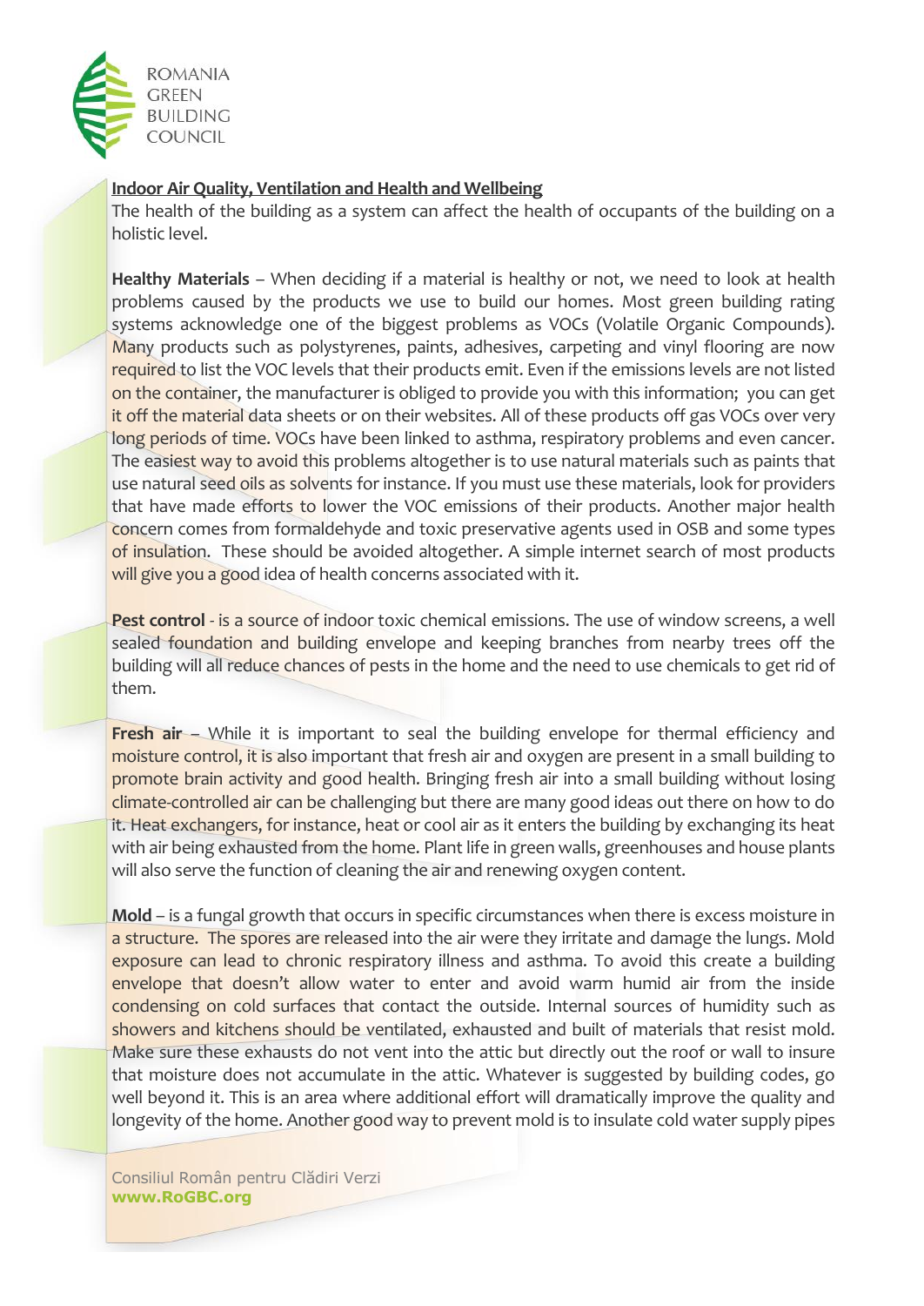**Indoor Air Quality, Ventilation and Health and Wellbeing**

The health of the building as a system can affect the health of occupants of the building on a holistic level.

**Healthy Materials** – When deciding if a material is healthy or not, we need to look at health problems caused by the products we use to build our homes. Most green building rating systems acknowledge one of the biggest problems as VOCs (Volatile Organic Compounds). Many products such as polystyrenes, paints, adhesives, carpeting and vinyl flooring are now required to list the VOC levels that their products emit. Even if the emissions levels are not listed on the container, the manufacturer is obliged to provide you with this information; you can get it off the material data sheets or on their websites. All of these products off gas VOCs over very long periods of time. VOCs have been linked to asthma, respiratory problems and even cancer. The easiest way to avoid this problems altogether is to use natural materials such as paints that use natural seed oils as solvents for instance. If you must use these materials, look for providers that have made efforts to lower the VOC emissions of their products. Another major health concern comes from formaldehyde and toxic preservative agents used in OSB and some types of insulation. These should be avoided altogether. A simple internet search of most products will give you a good idea of health concerns associated with it.

**Pest control** - is a source of indoor toxic chemical emissions. The use of window screens, a well sealed foundation and building envelope and keeping branches from nearby trees off the building will all reduce chances of pests in the home and the need to use chemicals to get rid of them.

**Fresh air** – While it is important to seal the building envelope for thermal efficiency and moisture control, it is also important that fresh air and oxygen are present in a small building to promote brain activity and good health. Bringing fresh air into a small building without losing climate-controlled air can be challenging but there are many good ideas out there on how to do it. Heat exchangers, for instance, heat or cool air as it enters the building by exchanging its heat with air being exhausted from the home. Plant life in green walls, greenhouses and house plants will also serve the function of cleaning the air and renewing oxygen content.

**Mold** – is a fungal growth that occurs in specific circumstances when there is excess moisture in a structure. The spores are released into the air were they irritate and damage the lungs. Mold exposure can lead to chronic respiratory illness and asthma. To avoid this create a building envelope that doesn't allow water to enter and avoid warm humid air from the inside condensing on cold surfaces that contact the outside. Internal sources of humidity such as showers and kitchens should be ventilated, exhausted and built of materials that resist mold. Make sure these exhausts do not vent into the attic but directly out the roof or wall to insure that moisture does not accumulate in the attic. Whatever is suggested by building codes, go well beyond it. This is an area where additional effort will dramatically improve the quality and longevity of the home. Another good way to prevent mold is to insulate cold water supply pipes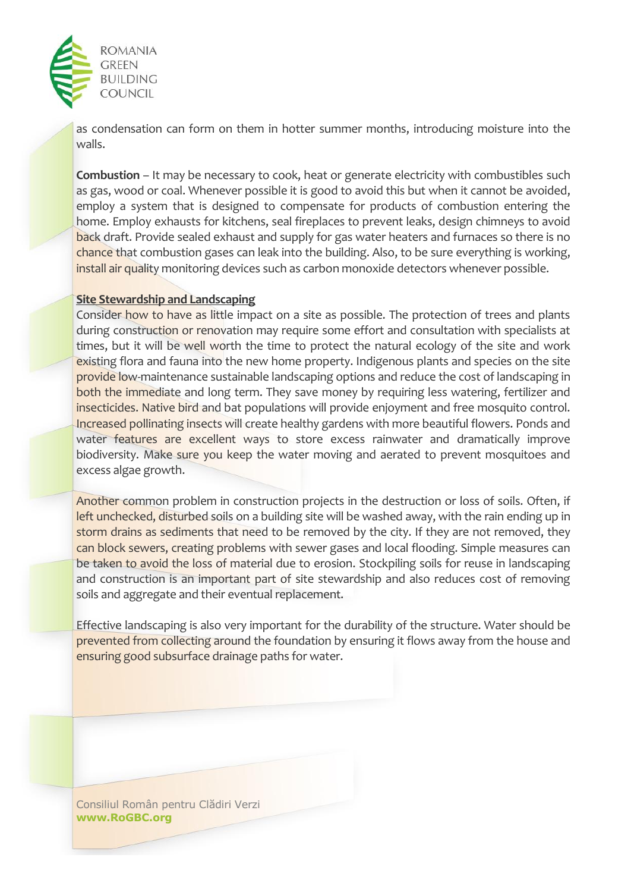as condensation can form on them in hotter summer months, introducing moisture into the walls.

**Combustion** – It may be necessary to cook, heat or generate electricity with combustibles such as gas, wood or coal. Whenever possible it is good to avoid this but when it cannot be avoided, employ a system that is designed to compensate for products of combustion entering the home. Employ exhausts for kitchens, seal fireplaces to prevent leaks, design chimneys to avoid back draft. Provide sealed exhaust and supply for gas water heaters and furnaces so there is no chance that combustion gases can leak into the building. Also, to be sure everything is working, install air quality monitoring devices such as carbon monoxide detectors whenever possible.

**Site Stewardship and Landscaping**

Consider how to have as little impact on a site as possible. The protection of trees and plants during construction or renovation may require some effort and consultation with specialists at times, but it will be well worth the time to protect the natural ecology of the site and work existing flora and fauna into the new home property. Indigenous plants and species on the site provide low-maintenance sustainable landscaping options and reduce the cost of landscaping in both the immediate and long term. They save money by requiring less watering, fertilizer and insecticides. Native bird and bat populations will provide enjoyment and free mosquito control. Increased pollinating insects will create healthy gardens with more beautiful flowers. Ponds and water features are excellent ways to store excess rainwater and dramatically improve biodiversity. Make sure you keep the water moving and aerated to prevent mosquitoes and excess algae growth.

Another common problem in construction projects in the destruction or loss of soils. Often, if left unchecked, disturbed soils on a building site will be washed away, with the rain ending up in storm drains as sediments that need to be removed by the city. If they are not removed, they can block sewers, creating problems with sewer gases and local flooding. Simple measures can be taken to avoid the loss of material due to erosion. Stockpiling soils for reuse in landscaping and construction is an important part of site stewardship and also reduces cost of removing soils and aggregate and their eventual replacement.

Effective landscaping is also very important for the durability of the structure. Water should be prevented from collecting around the foundation by ensuring it flows away from the house and ensuring good subsurface drainage paths for water.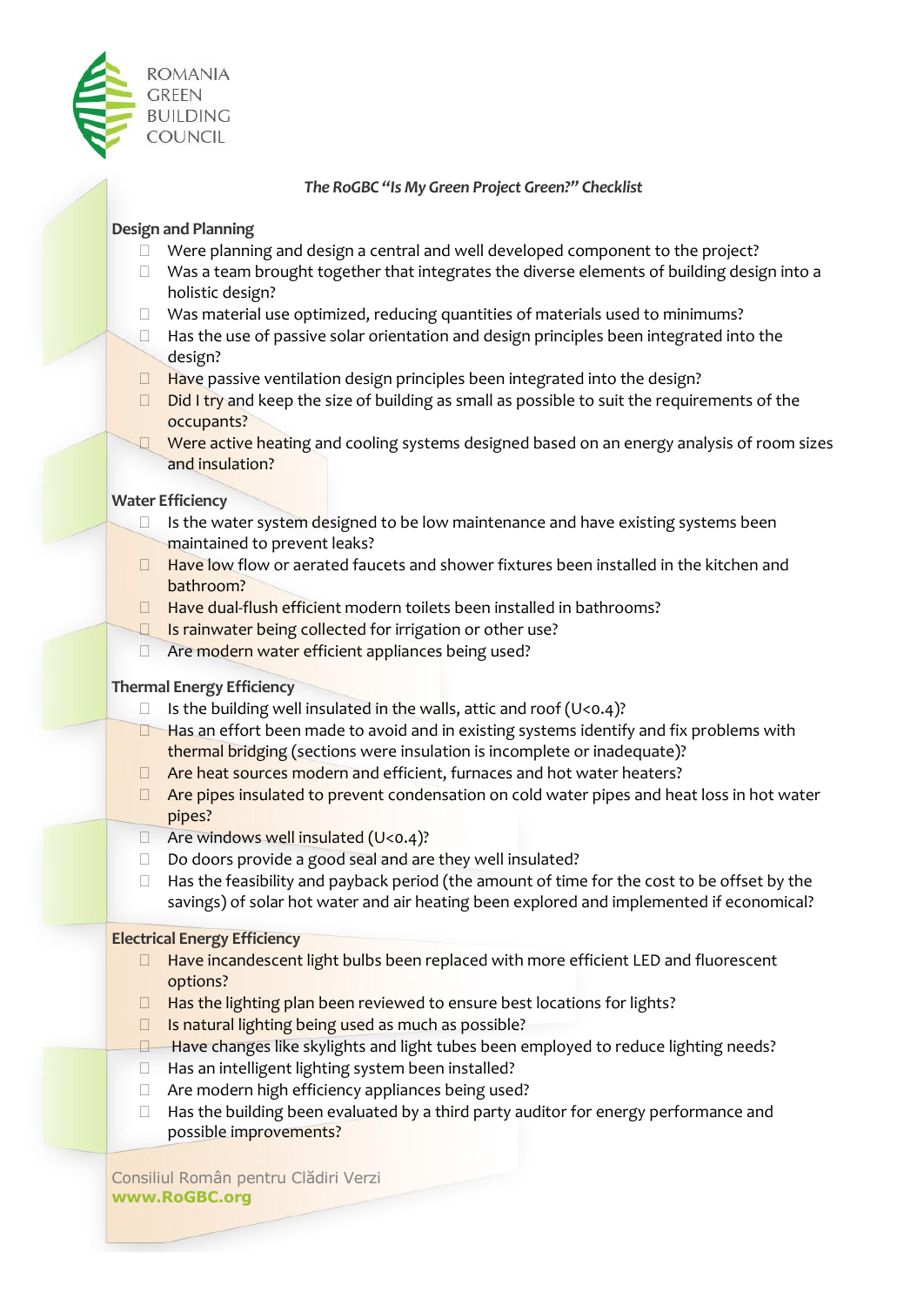ROMANIA GREEN BUILDING COUNCIL

*The RoGBC "Is My Green Project Green?" Checklist*

**Design and Planning**

- ☐ Were planning and design a central and well developed component to the project?
- ☐ Was a team brought together that integrates the diverse elements of building design into a holistic design?
- ☐ Was material use optimized, reducing quantities of materials used to minimums?
- ☐ Has the use of passive solar orientation and design principles been integrated into the design?
- ☐ Have passive ventilation design principles been integrated into the design?
- ☐ Did I try and keep the size of building as small as possible to suit the requirements of the occupants?
- ☐ Were active heating and cooling systems designed based on an energy analysis of room sizes and insulation?

**Water Efficiency**

- ☐ Is the water system designed to be low maintenance and have existing systems been maintained to prevent leaks?
- ☐ Have low flow or aerated faucets and shower fixtures been installed in the kitchen and bathroom?
- ☐ Have dual-flush efficient modern toilets been installed in bathrooms?
- ☐ Is rainwater being collected for irrigation or other use?
- ☐ Are modern water efficient appliances being used?

**Thermal Energy Efficiency**

- ☐ Is the building well insulated in the walls, attic and roof ($U<0.4$)?
- ☐ Has an effort been made to avoid and in existing systems identify and fix problems with thermal bridging (sections were insulation is incomplete or inadequate)?
- ☐ Are heat sources modern and efficient, furnaces and hot water heaters?
- ☐ Are pipes insulated to prevent condensation on cold water pipes and heat loss in hot water pipes?
- ☐ Are windows well insulated ($U<0.4$)?
- ☐ Do doors provide a good seal and are they well insulated?
- ☐ Has the feasibility and payback period (the amount of time for the cost to be offset by the savings) of solar hot water and air heating been explored and implemented if economical?

**Electrical Energy Efficiency**

- ☐ Have incandescent light bulbs been replaced with more efficient LED and fluorescent options?
- ☐ Has the lighting plan been reviewed to ensure best locations for lights?
- ☐ Is natural lighting being used as much as possible?
- ☐ Have changes like skylights and light tubes been employed to reduce lighting needs?
- ☐ Has an intelligent lighting system been installed?
- ☐ Are modern high efficiency appliances being used?
- ☐ Has the building been evaluated by a third party auditor for energy performance and possible improvements?

Consiliul Român pentru Clădiri Verzi
**www.RoGBC.org**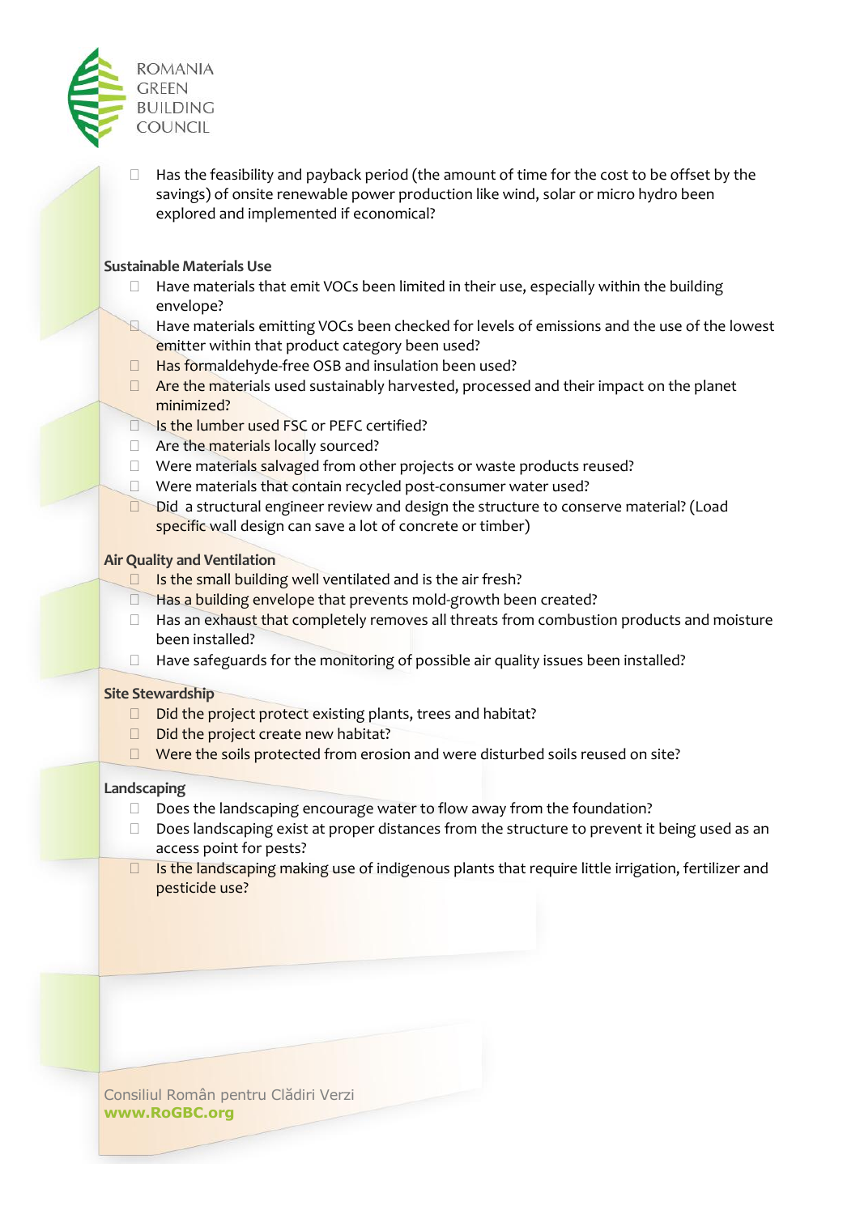- Has the feasibility and payback period (the amount of time for the cost to be offset by the savings) of onsite renewable power production like wind, solar or micro hydro been explored and implemented if economical?

**Sustainable Materials Use**

- Have materials that emit VOCs been limited in their use, especially within the building envelope?
- Have materials emitting VOCs been checked for levels of emissions and the use of the lowest emitter within that product category been used?
- Has formaldehyde-free OSB and insulation been used?
- Are the materials used sustainably harvested, processed and their impact on the planet minimized?
- Is the lumber used FSC or PEFC certified?
- Are the materials locally sourced?
- Were materials salvaged from other projects or waste products reused?
- Were materials that contain recycled post-consumer water used?
- Did a structural engineer review and design the structure to conserve material? (Load specific wall design can save a lot of concrete or timber)

**Air Quality and Ventilation**

- Is the small building well ventilated and is the air fresh?
- Has a building envelope that prevents mold-growth been created?
- Has an exhaust that completely removes all threats from combustion products and moisture been installed?
- Have safeguards for the monitoring of possible air quality issues been installed?

**Site Stewardship**

- Did the project protect existing plants, trees and habitat?
- Did the project create new habitat?
- Were the soils protected from erosion and were disturbed soils reused on site?

**Landscaping**

- Does the landscaping encourage water to flow away from the foundation?
- Does landscaping exist at proper distances from the structure to prevent it being used as an access point for pests?
- Is the landscaping making use of indigenous plants that require little irrigation, fertilizer and pesticide use?